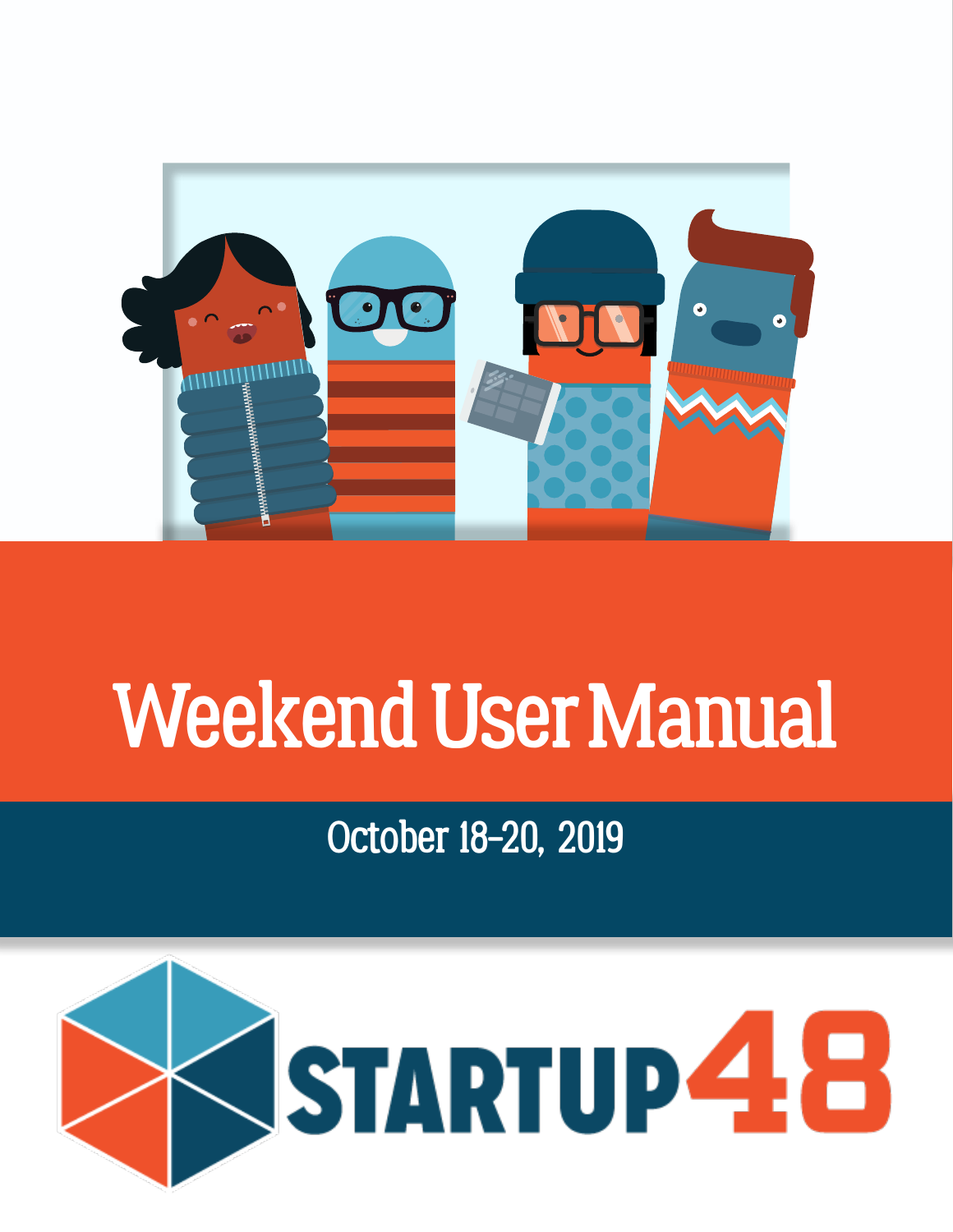# Weekend User Manual

## October 18-20, 2019

STARTUP48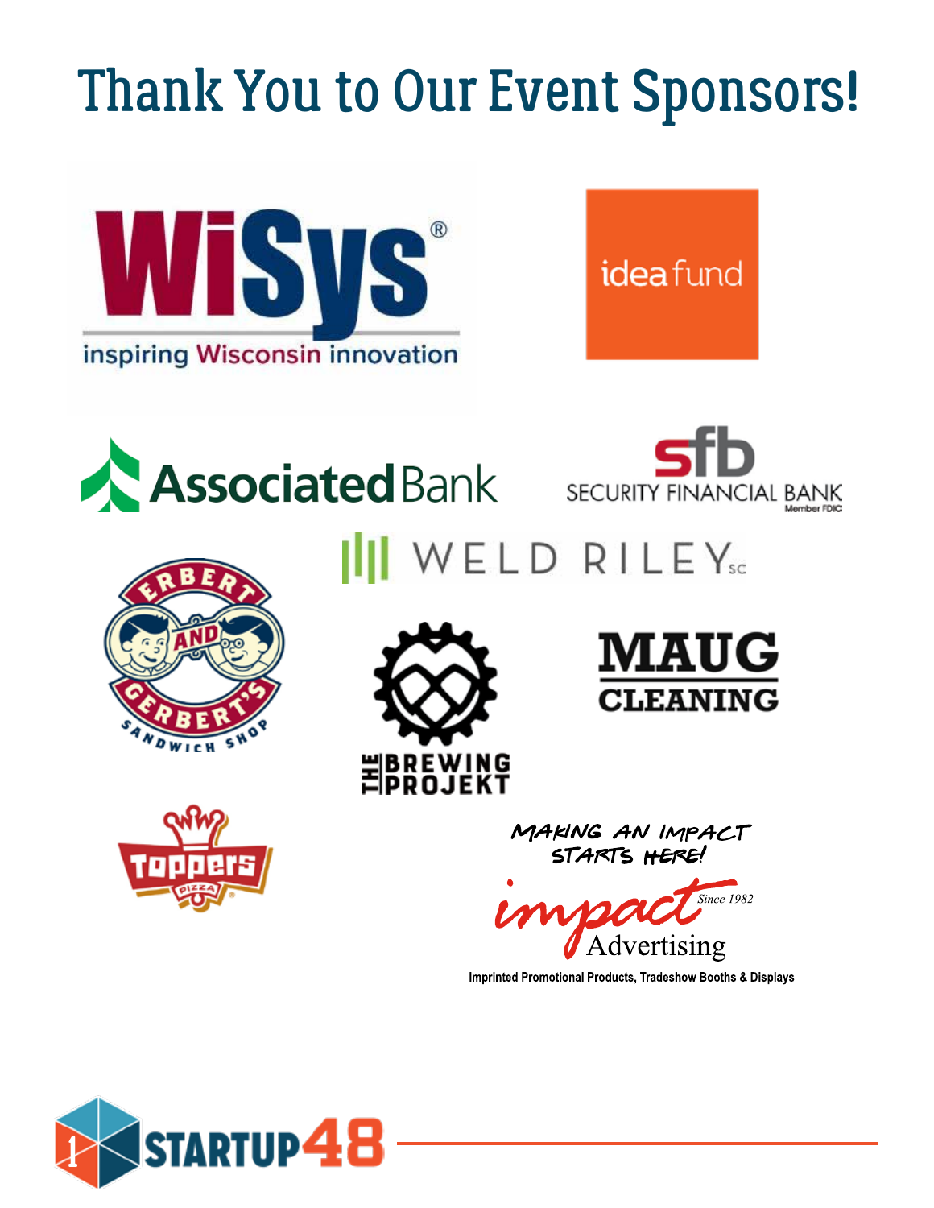# Thank You to Our Event Sponsors!

WiSys®
inspiring Wisconsin innovation

idea fund

Associated Bank

sfb
SECURITY FINANCIAL BANK
Member FDIC

WELD RILEY sc

ERBERT AND GERBERT'S SANDWICH SHOP

THE BREWING PROJEKT

MAUG CLEANING

Toppers Pizza

MAKING AN IMPACT STARTS HERE!

impact Advertising
Since 1982

Imprinted Promotional Products, Tradeshow Booths & Displays

STARTUP48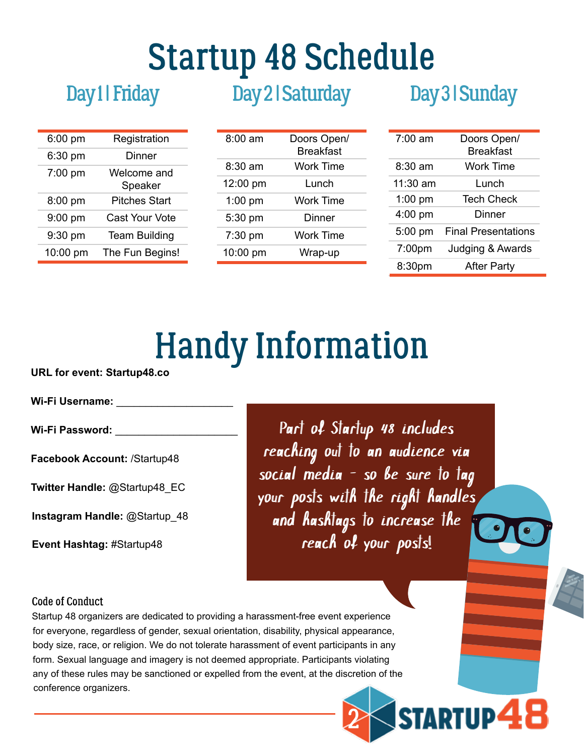# Startup 48 Schedule

## Day 1 | Friday

| | |
|---|---|
| 6:00 pm | Registration |
| 6:30 pm | Dinner |
| 7:00 pm | Welcome and Speaker |
| 8:00 pm | Pitches Start |
| 9:00 pm | Cast Your Vote |
| 9:30 pm | Team Building |
| 10:00 pm | The Fun Begins! |

## Day 2 | Saturday

| | |
|---|---|
| 8:00 am | Doors Open/ Breakfast |
| 8:30 am | Work Time |
| 12:00 pm | Lunch |
| 1:00 pm | Work Time |
| 5:30 pm | Dinner |
| 7:30 pm | Work Time |
| 10:00 pm | Wrap-up |

## Day 3 | Sunday

| | |
|---|---|
| 7:00 am | Doors Open/ Breakfast |
| 8:30 am | Work Time |
| 11:30 am | Lunch |
| 1:00 pm | Tech Check |
| 4:00 pm | Dinner |
| 5:00 pm | Final Presentations |
| 7:00pm | Judging & Awards |
| 8:30pm | After Party |

# Handy Information

**URL for event: Startup48.co**

**Wi-Fi Username:** ____________________

**Wi-Fi Password:** ____________________

**Facebook Account:** /Startup48

**Twitter Handle:** @Startup48_EC

**Instagram Handle:** @Startup_48

**Event Hashtag:** #Startup48

*Part of Startup 48 includes reaching out to an audience via social media - so be sure to tag your posts with the right handles and hashtags to increase the reach of your posts!*

### Code of Conduct

Startup 48 organizers are dedicated to providing a harassment-free event experience for everyone, regardless of gender, sexual orientation, disability, physical appearance, body size, race, or religion. We do not tolerate harassment of event participants in any form. Sexual language and imagery is not deemed appropriate. Participants violating any of these rules may be sanctioned or expelled from the event, at the discretion of the conference organizers.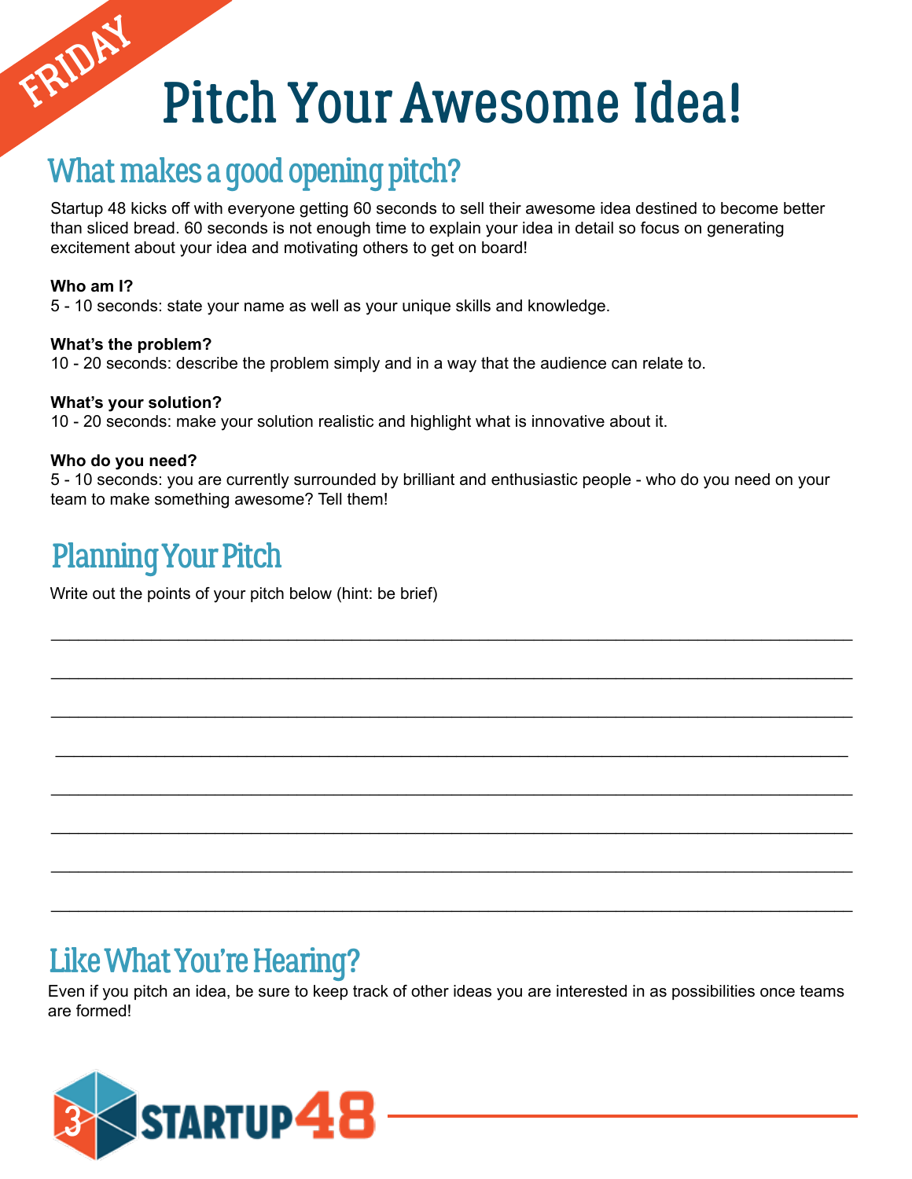FRIDAY

# Pitch Your Awesome Idea!

## What makes a good opening pitch?

Startup 48 kicks off with everyone getting 60 seconds to sell their awesome idea destined to become better than sliced bread. 60 seconds is not enough time to explain your idea in detail so focus on generating excitement about your idea and motivating others to get on board!

**Who am I?**
5 - 10 seconds: state your name as well as your unique skills and knowledge.

**What's the problem?**
10 - 20 seconds: describe the problem simply and in a way that the audience can relate to.

**What's your solution?**
10 - 20 seconds: make your solution realistic and highlight what is innovative about it.

**Who do you need?**
5 - 10 seconds: you are currently surrounded by brilliant and enthusiastic people - who do you need on your team to make something awesome? Tell them!

## Planning Your Pitch

Write out the points of your pitch below (hint: be brief)

\_\_\_\_\_\_\_\_\_\_\_\_\_\_\_\_\_\_\_\_\_\_\_\_\_\_\_\_\_\_\_\_\_\_\_\_\_\_\_\_\_\_\_\_\_\_\_\_\_\_\_\_\_\_\_\_\_\_\_\_\_\_\_\_\_\_\_\_\_\_\_\_

\_\_\_\_\_\_\_\_\_\_\_\_\_\_\_\_\_\_\_\_\_\_\_\_\_\_\_\_\_\_\_\_\_\_\_\_\_\_\_\_\_\_\_\_\_\_\_\_\_\_\_\_\_\_\_\_\_\_\_\_\_\_\_\_\_\_\_\_\_\_\_\_

\_\_\_\_\_\_\_\_\_\_\_\_\_\_\_\_\_\_\_\_\_\_\_\_\_\_\_\_\_\_\_\_\_\_\_\_\_\_\_\_\_\_\_\_\_\_\_\_\_\_\_\_\_\_\_\_\_\_\_\_\_\_\_\_\_\_\_\_\_\_\_\_

\_\_\_\_\_\_\_\_\_\_\_\_\_\_\_\_\_\_\_\_\_\_\_\_\_\_\_\_\_\_\_\_\_\_\_\_\_\_\_\_\_\_\_\_\_\_\_\_\_\_\_\_\_\_\_\_\_\_\_\_\_\_\_\_\_\_\_\_\_\_\_\_

\_\_\_\_\_\_\_\_\_\_\_\_\_\_\_\_\_\_\_\_\_\_\_\_\_\_\_\_\_\_\_\_\_\_\_\_\_\_\_\_\_\_\_\_\_\_\_\_\_\_\_\_\_\_\_\_\_\_\_\_\_\_\_\_\_\_\_\_\_\_\_\_

\_\_\_\_\_\_\_\_\_\_\_\_\_\_\_\_\_\_\_\_\_\_\_\_\_\_\_\_\_\_\_\_\_\_\_\_\_\_\_\_\_\_\_\_\_\_\_\_\_\_\_\_\_\_\_\_\_\_\_\_\_\_\_\_\_\_\_\_\_\_\_\_

\_\_\_\_\_\_\_\_\_\_\_\_\_\_\_\_\_\_\_\_\_\_\_\_\_\_\_\_\_\_\_\_\_\_\_\_\_\_\_\_\_\_\_\_\_\_\_\_\_\_\_\_\_\_\_\_\_\_\_\_\_\_\_\_\_\_\_\_\_\_\_\_

\_\_\_\_\_\_\_\_\_\_\_\_\_\_\_\_\_\_\_\_\_\_\_\_\_\_\_\_\_\_\_\_\_\_\_\_\_\_\_\_\_\_\_\_\_\_\_\_\_\_\_\_\_\_\_\_\_\_\_\_\_\_\_\_\_\_\_\_\_\_\_\_

## Like What You're Hearing?

Even if you pitch an idea, be sure to keep track of other ideas you are interested in as possibilities once teams are formed!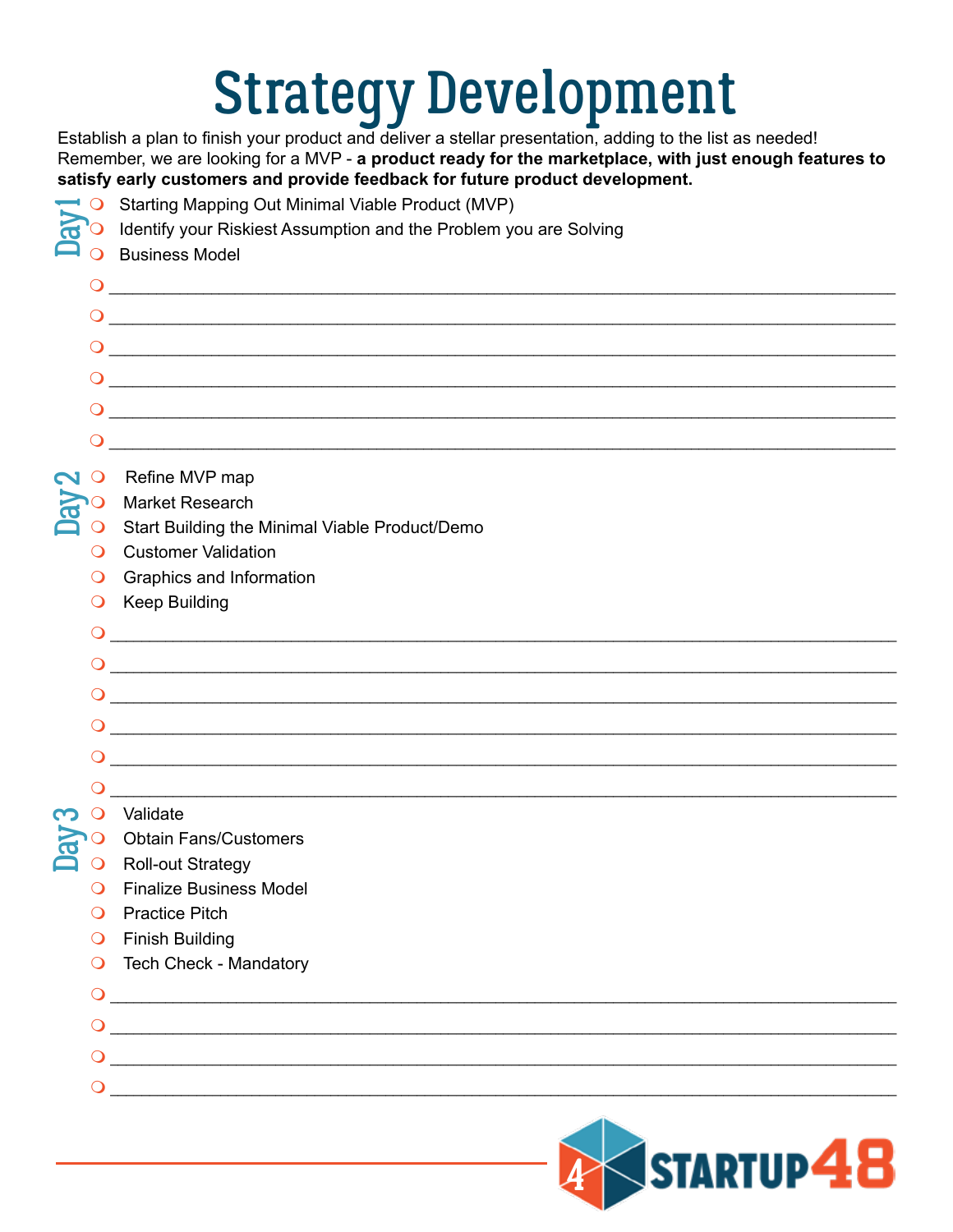# Strategy Development

Establish a plan to finish your product and deliver a stellar presentation, adding to the list as needed! Remember, we are looking for a MVP - **a product ready for the marketplace, with just enough features to satisfy early customers and provide feedback for future product development.**

## Day 1

- ❍ Starting Mapping Out Minimal Viable Product (MVP)
- ❍ Identify your Riskiest Assumption and the Problem you are Solving
- ❍ Business Model
- ❍ ______________________________________________
- ❍ ______________________________________________
- ❍ ______________________________________________
- ❍ ______________________________________________
- ❍ ______________________________________________
- ❍ ______________________________________________

## Day 2

- ❍ Refine MVP map
- ❍ Market Research
- ❍ Start Building the Minimal Viable Product/Demo
- ❍ Customer Validation
- ❍ Graphics and Information
- ❍ Keep Building
- ❍ ______________________________________________
- ❍ ______________________________________________
- ❍ ______________________________________________
- ❍ ______________________________________________
- ❍ ______________________________________________
- ❍ ______________________________________________

## Day 3

- ❍ Validate
- ❍ Obtain Fans/Customers
- ❍ Roll-out Strategy
- ❍ Finalize Business Model
- ❍ Practice Pitch
- ❍ Finish Building
- ❍ Tech Check - Mandatory
- ❍ ______________________________________________
- ❍ ______________________________________________
- ❍ ______________________________________________
- ❍ ______________________________________________

STARTUP48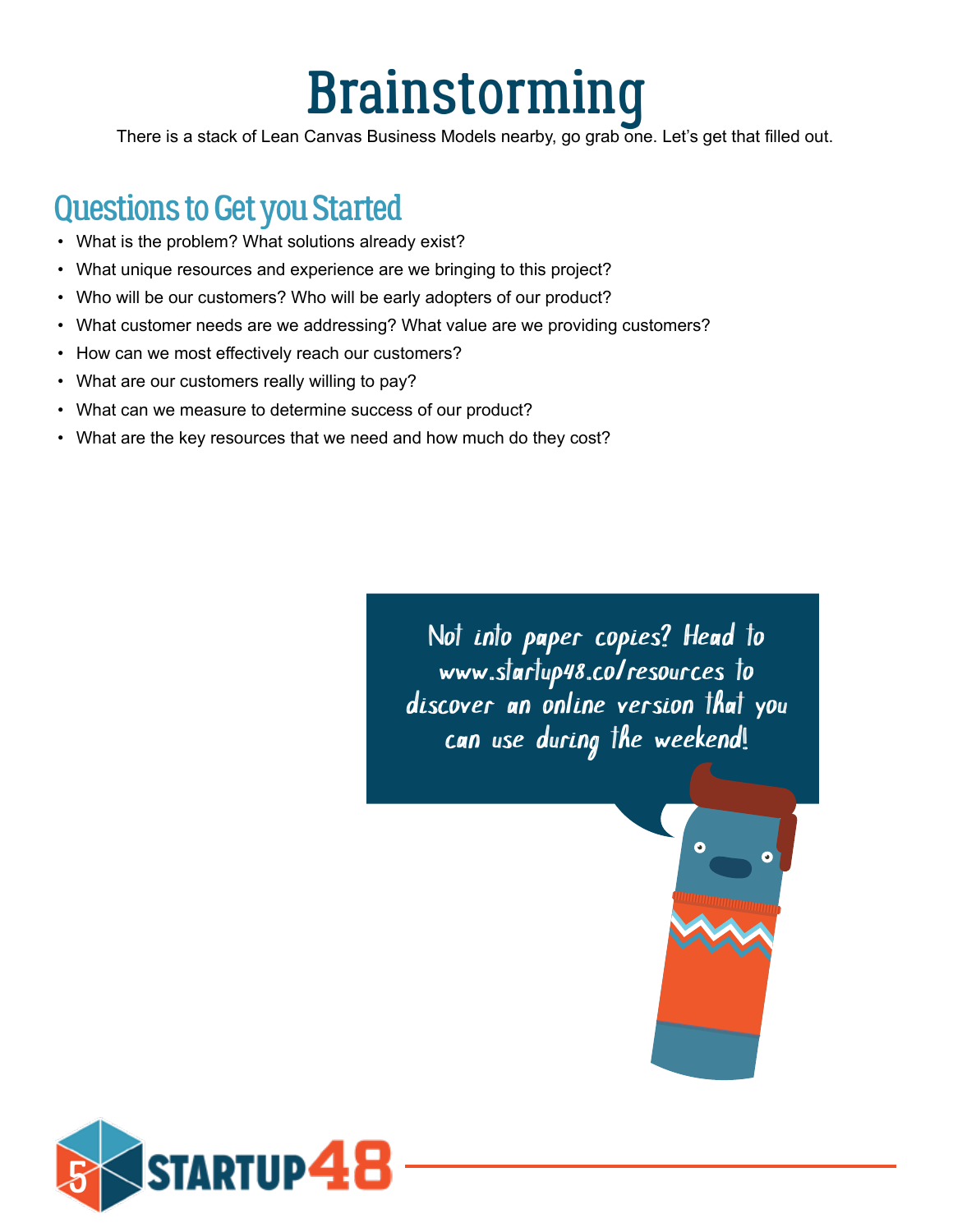# Brainstorming

There is a stack of Lean Canvas Business Models nearby, go grab one. Let's get that filled out.

## Questions to Get you Started

- What is the problem? What solutions already exist?
- What unique resources and experience are we bringing to this project?
- Who will be our customers? Who will be early adopters of our product?
- What customer needs are we addressing? What value are we providing customers?
- How can we most effectively reach our customers?
- What are our customers really willing to pay?
- What can we measure to determine success of our product?
- What are the key resources that we need and how much do they cost?

Not into paper copies? Head to www.startup48.co/resources to discover an online version that you can use during the weekend!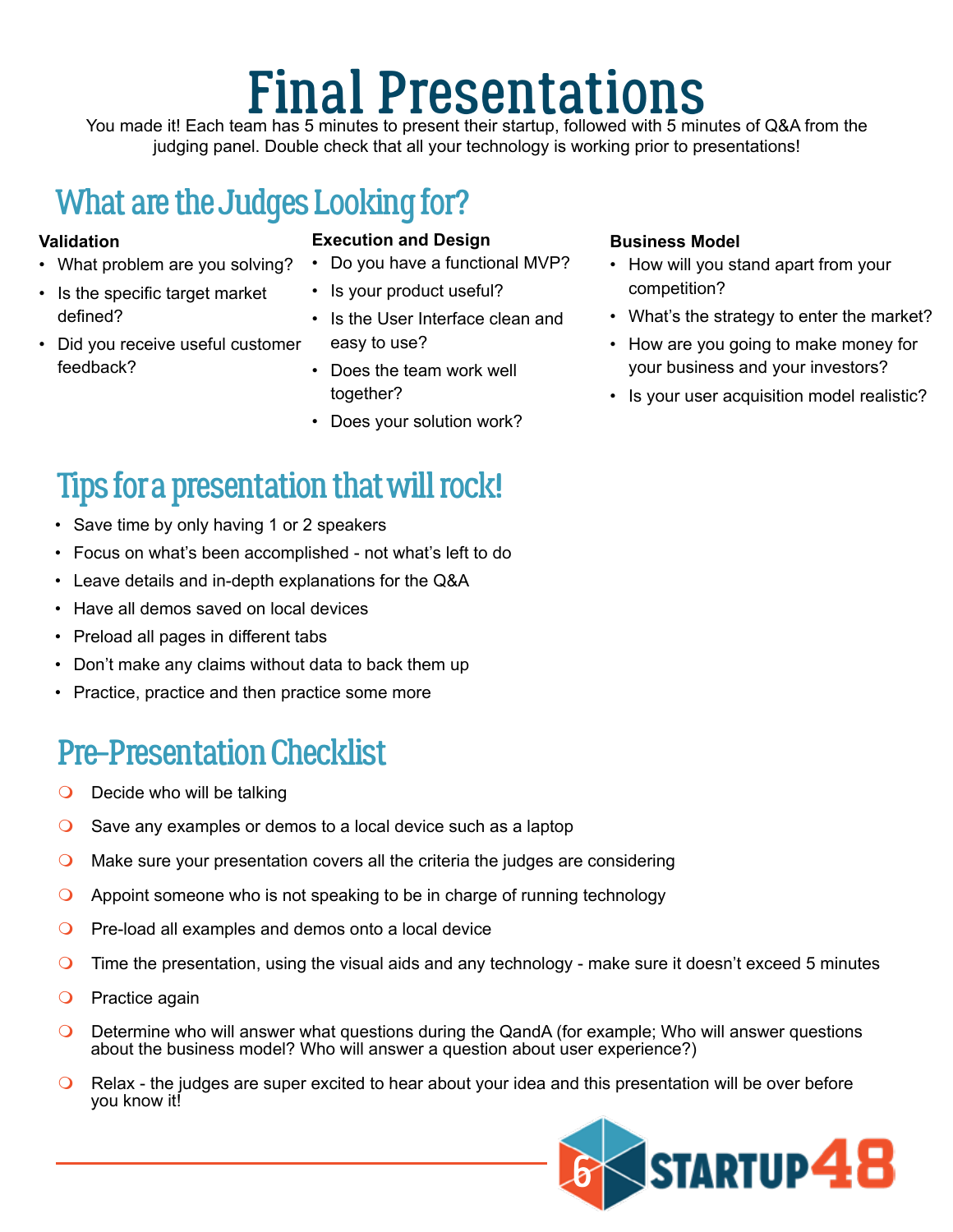# Final Presentations

You made it! Each team has 5 minutes to present their startup, followed with 5 minutes of Q&A from the judging panel. Double check that all your technology is working prior to presentations!

## What are the Judges Looking for?

**Validation**

- What problem are you solving?
- Is the specific target market defined?
- Did you receive useful customer feedback?

**Execution and Design**

- Do you have a functional MVP?
- Is your product useful?
- Is the User Interface clean and easy to use?
- Does the team work well together?
- Does your solution work?

**Business Model**

- How will you stand apart from your competition?
- What's the strategy to enter the market?
- How are you going to make money for your business and your investors?
- Is your user acquisition model realistic?

## Tips for a presentation that will rock!

- Save time by only having 1 or 2 speakers
- Focus on what's been accomplished - not what's left to do
- Leave details and in-depth explanations for the Q&A
- Have all demos saved on local devices
- Preload all pages in different tabs
- Don't make any claims without data to back them up
- Practice, practice and then practice some more

## Pre-Presentation Checklist

- Decide who will be talking
- Save any examples or demos to a local device such as a laptop
- Make sure your presentation covers all the criteria the judges are considering
- Appoint someone who is not speaking to be in charge of running technology
- Pre-load all examples and demos onto a local device
- Time the presentation, using the visual aids and any technology - make sure it doesn't exceed 5 minutes
- Practice again
- Determine who will answer what questions during the QandA (for example; Who will answer questions about the business model? Who will answer a question about user experience?)
- Relax - the judges are super excited to hear about your idea and this presentation will be over before you know it!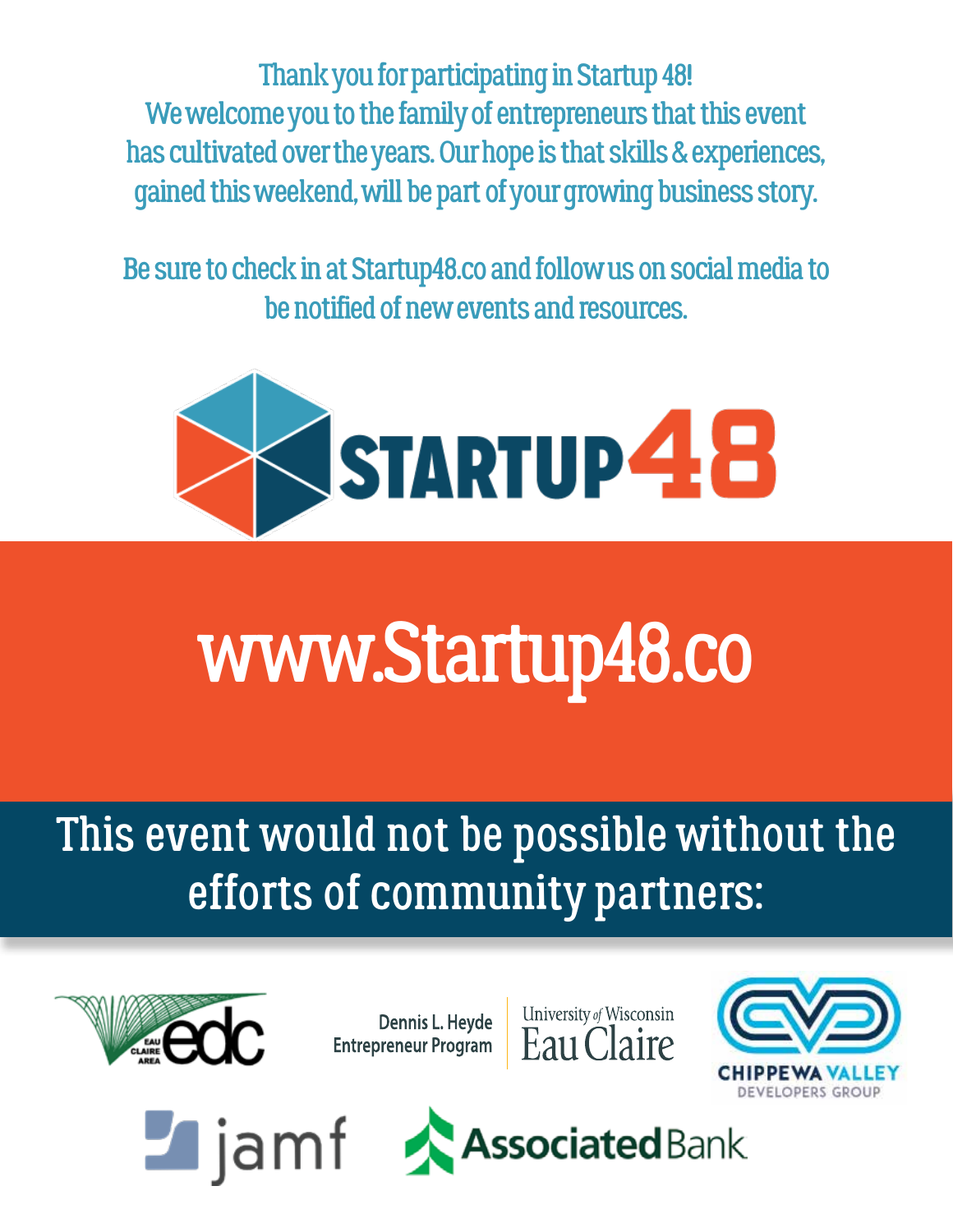Thank you for participating in Startup 48!
We welcome you to the family of entrepreneurs that this event has cultivated over the years. Our hope is that skills & experiences, gained this weekend, will be part of your growing business story.

Be sure to check in at Startup48.co and follow us on social media to be notified of new events and resources.

STARTUP48

# www.Startup48.co

## This event would not be possible without the efforts of community partners:

EAU CLAIRE AREA edc

Dennis L. Heyde Entrepreneur Program

University of Wisconsin Eau Claire

CHIPPEWA VALLEY DEVELOPERS GROUP

jamf

Associated Bank